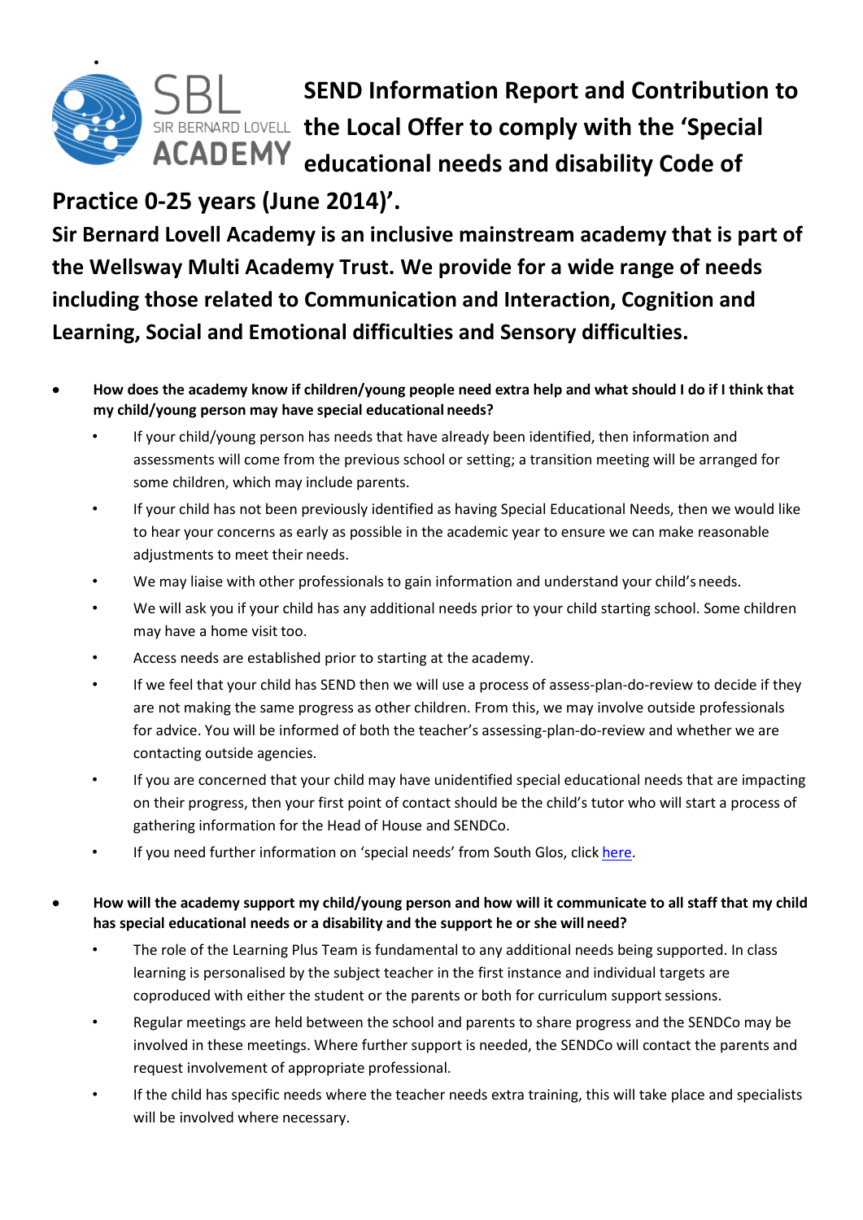# SEND Information Report and Contribution to the Local Offer to comply with the 'Special educational needs and disability Code of Practice 0-25 years (June 2014)'.

**Sir Bernard Lovell Academy is an inclusive mainstream academy that is part of the Wellsway Multi Academy Trust. We provide for a wide range of needs including those related to Communication and Interaction, Cognition and Learning, Social and Emotional difficulties and Sensory difficulties.**

- **How does the academy know if children/young people need extra help and what should I do if I think that my child/young person may have special educational needs?**
  - If your child/young person has needs that have already been identified, then information and assessments will come from the previous school or setting; a transition meeting will be arranged for some children, which may include parents.
  - If your child has not been previously identified as having Special Educational Needs, then we would like to hear your concerns as early as possible in the academic year to ensure we can make reasonable adjustments to meet their needs.
  - We may liaise with other professionals to gain information and understand your child's needs.
  - We will ask you if your child has any additional needs prior to your child starting school. Some children may have a home visit too.
  - Access needs are established prior to starting at the academy.
  - If we feel that your child has SEND then we will use a process of assess-plan-do-review to decide if they are not making the same progress as other children. From this, we may involve outside professionals for advice. You will be informed of both the teacher's assessing-plan-do-review and whether we are contacting outside agencies.
  - If you are concerned that your child may have unidentified special educational needs that are impacting on their progress, then your first point of contact should be the child's tutor who will start a process of gathering information for the Head of House and SENDCo.
  - If you need further information on 'special needs' from South Glos, click here.

- **How will the academy support my child/young person and how will it communicate to all staff that my child has special educational needs or a disability and the support he or she will need?**
  - The role of the Learning Plus Team is fundamental to any additional needs being supported. In class learning is personalised by the subject teacher in the first instance and individual targets are coproduced with either the student or the parents or both for curriculum support sessions.
  - Regular meetings are held between the school and parents to share progress and the SENDCo may be involved in these meetings. Where further support is needed, the SENDCo will contact the parents and request involvement of appropriate professional.
  - If the child has specific needs where the teacher needs extra training, this will take place and specialists will be involved where necessary.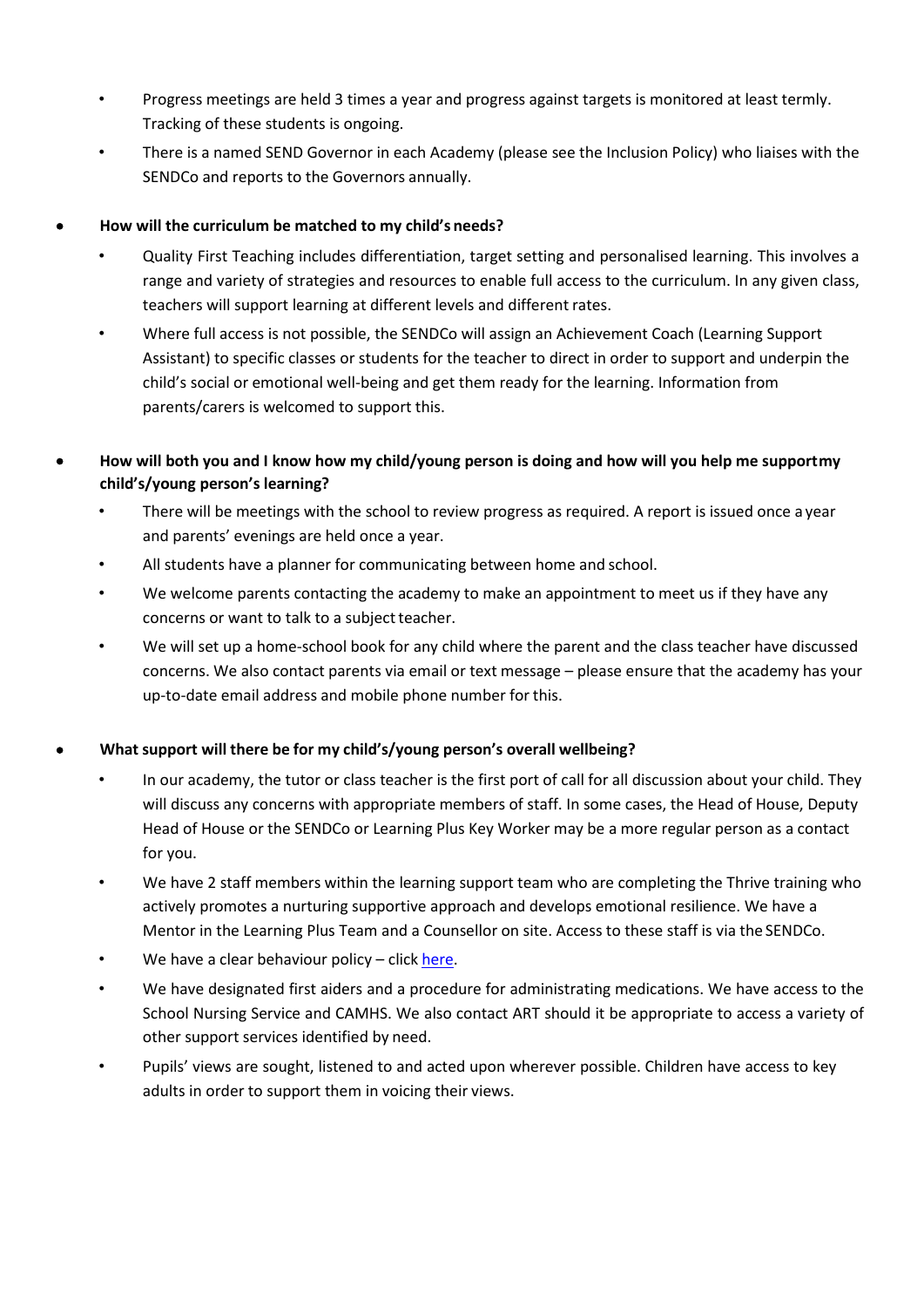- Progress meetings are held 3 times a year and progress against targets is monitored at least termly. Tracking of these students is ongoing.
- There is a named SEND Governor in each Academy (please see the Inclusion Policy) who liaises with the SENDCo and reports to the Governors annually.

- **How will the curriculum be matched to my child's needs?**
  - Quality First Teaching includes differentiation, target setting and personalised learning. This involves a range and variety of strategies and resources to enable full access to the curriculum. In any given class, teachers will support learning at different levels and different rates.
  - Where full access is not possible, the SENDCo will assign an Achievement Coach (Learning Support Assistant) to specific classes or students for the teacher to direct in order to support and underpin the child's social or emotional well-being and get them ready for the learning. Information from parents/carers is welcomed to support this.

- **How will both you and I know how my child/young person is doing and how will you help me support my child's/young person's learning?**
  - There will be meetings with the school to review progress as required. A report is issued once a year and parents' evenings are held once a year.
  - All students have a planner for communicating between home and school.
  - We welcome parents contacting the academy to make an appointment to meet us if they have any concerns or want to talk to a subject teacher.
  - We will set up a home-school book for any child where the parent and the class teacher have discussed concerns. We also contact parents via email or text message – please ensure that the academy has your up-to-date email address and mobile phone number for this.

- **What support will there be for my child's/young person's overall wellbeing?**
  - In our academy, the tutor or class teacher is the first port of call for all discussion about your child. They will discuss any concerns with appropriate members of staff. In some cases, the Head of House, Deputy Head of House or the SENDCo or Learning Plus Key Worker may be a more regular person as a contact for you.
  - We have 2 staff members within the learning support team who are completing the Thrive training who actively promotes a nurturing supportive approach and develops emotional resilience. We have a Mentor in the Learning Plus Team and a Counsellor on site. Access to these staff is via the SENDCo.
  - We have a clear behaviour policy – click here.
  - We have designated first aiders and a procedure for administrating medications. We have access to the School Nursing Service and CAMHS. We also contact ART should it be appropriate to access a variety of other support services identified by need.
  - Pupils' views are sought, listened to and acted upon wherever possible. Children have access to key adults in order to support them in voicing their views.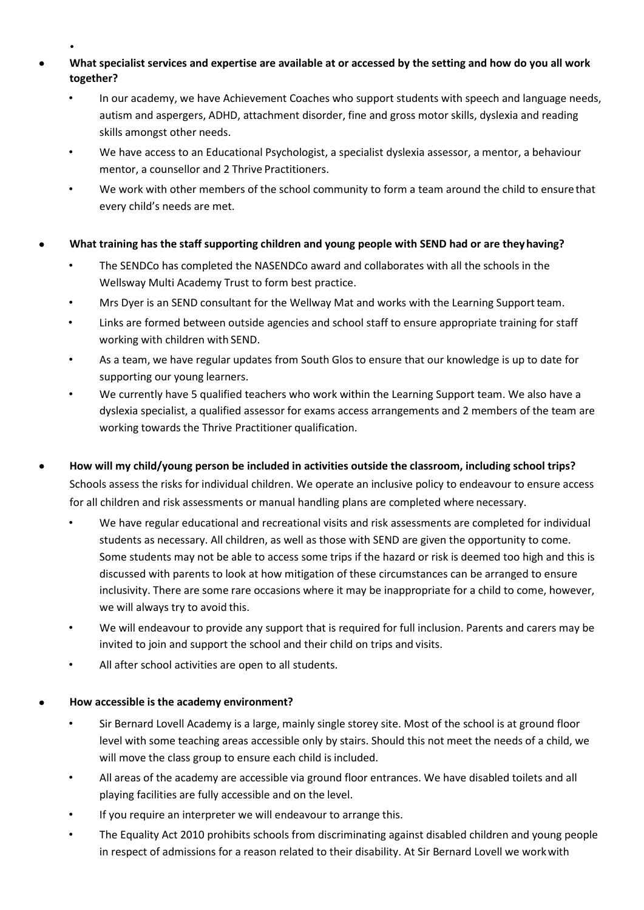- **What specialist services and expertise are available at or accessed by the setting and how do you all work together?**
  - In our academy, we have Achievement Coaches who support students with speech and language needs, autism and aspergers, ADHD, attachment disorder, fine and gross motor skills, dyslexia and reading skills amongst other needs.
  - We have access to an Educational Psychologist, a specialist dyslexia assessor, a mentor, a behaviour mentor, a counsellor and 2 Thrive Practitioners.
  - We work with other members of the school community to form a team around the child to ensure that every child's needs are met.

- **What training has the staff supporting children and young people with SEND had or are they having?**
  - The SENDCo has completed the NASENDCo award and collaborates with all the schools in the Wellsway Multi Academy Trust to form best practice.
  - Mrs Dyer is an SEND consultant for the Wellway Mat and works with the Learning Support team.
  - Links are formed between outside agencies and school staff to ensure appropriate training for staff working with children with SEND.
  - As a team, we have regular updates from South Glos to ensure that our knowledge is up to date for supporting our young learners.
  - We currently have 5 qualified teachers who work within the Learning Support team. We also have a dyslexia specialist, a qualified assessor for exams access arrangements and 2 members of the team are working towards the Thrive Practitioner qualification.

- **How will my child/young person be included in activities outside the classroom, including school trips?**

  Schools assess the risks for individual children. We operate an inclusive policy to endeavour to ensure access for all children and risk assessments or manual handling plans are completed where necessary.
  - We have regular educational and recreational visits and risk assessments are completed for individual students as necessary. All children, as well as those with SEND are given the opportunity to come. Some students may not be able to access some trips if the hazard or risk is deemed too high and this is discussed with parents to look at how mitigation of these circumstances can be arranged to ensure inclusivity. There are some rare occasions where it may be inappropriate for a child to come, however, we will always try to avoid this.
  - We will endeavour to provide any support that is required for full inclusion. Parents and carers may be invited to join and support the school and their child on trips and visits.
  - All after school activities are open to all students.

- **How accessible is the academy environment?**
  - Sir Bernard Lovell Academy is a large, mainly single storey site. Most of the school is at ground floor level with some teaching areas accessible only by stairs. Should this not meet the needs of a child, we will move the class group to ensure each child is included.
  - All areas of the academy are accessible via ground floor entrances. We have disabled toilets and all playing facilities are fully accessible and on the level.
  - If you require an interpreter we will endeavour to arrange this.
  - The Equality Act 2010 prohibits schools from discriminating against disabled children and young people in respect of admissions for a reason related to their disability. At Sir Bernard Lovell we work with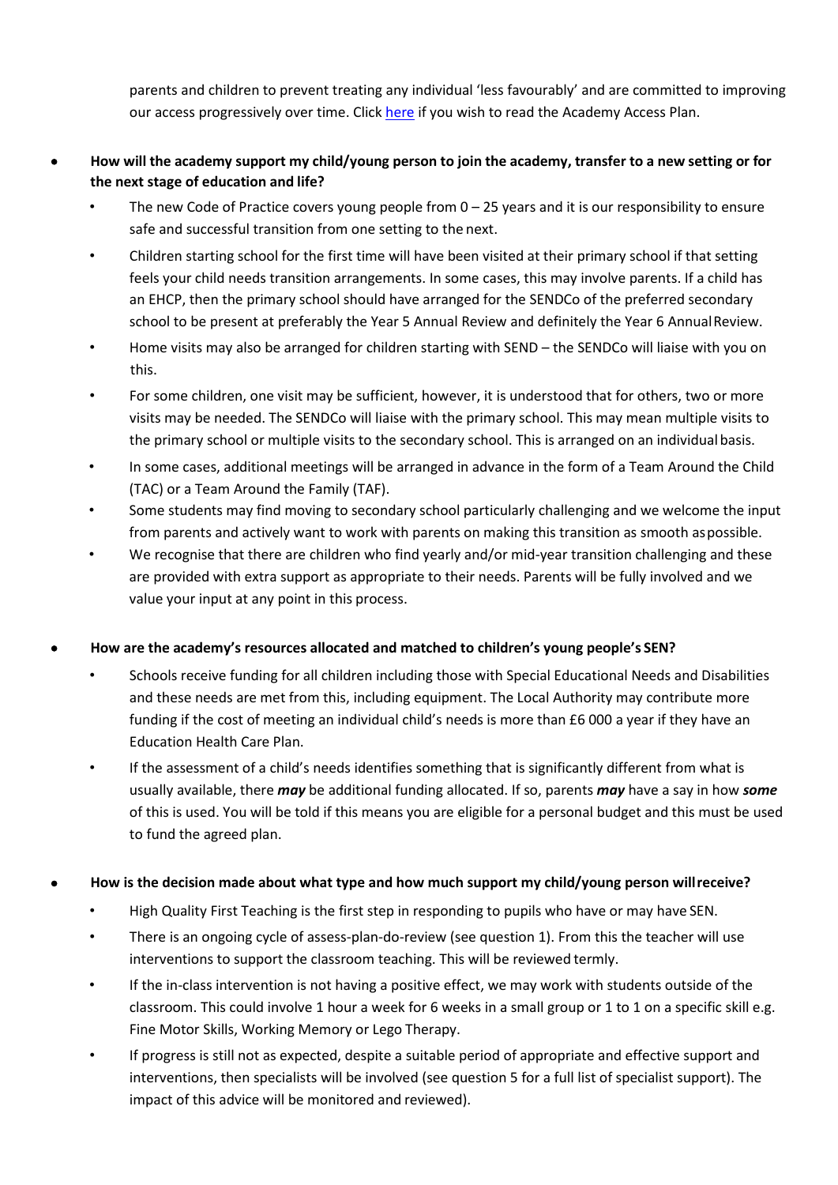parents and children to prevent treating any individual 'less favourably' and are committed to improving our access progressively over time. Click here if you wish to read the Academy Access Plan.

- **How will the academy support my child/young person to join the academy, transfer to a new setting or for the next stage of education and life?**
  - The new Code of Practice covers young people from 0 – 25 years and it is our responsibility to ensure safe and successful transition from one setting to the next.
  - Children starting school for the first time will have been visited at their primary school if that setting feels your child needs transition arrangements. In some cases, this may involve parents. If a child has an EHCP, then the primary school should have arranged for the SENDCo of the preferred secondary school to be present at preferably the Year 5 Annual Review and definitely the Year 6 Annual Review.
  - Home visits may also be arranged for children starting with SEND – the SENDCo will liaise with you on this.
  - For some children, one visit may be sufficient, however, it is understood that for others, two or more visits may be needed. The SENDCo will liaise with the primary school. This may mean multiple visits to the primary school or multiple visits to the secondary school. This is arranged on an individual basis.
  - In some cases, additional meetings will be arranged in advance in the form of a Team Around the Child (TAC) or a Team Around the Family (TAF).
  - Some students may find moving to secondary school particularly challenging and we welcome the input from parents and actively want to work with parents on making this transition as smooth as possible.
  - We recognise that there are children who find yearly and/or mid-year transition challenging and these are provided with extra support as appropriate to their needs. Parents will be fully involved and we value your input at any point in this process.

- **How are the academy's resources allocated and matched to children's young people's SEN?**
  - Schools receive funding for all children including those with Special Educational Needs and Disabilities and these needs are met from this, including equipment. The Local Authority may contribute more funding if the cost of meeting an individual child's needs is more than £6 000 a year if they have an Education Health Care Plan.
  - If the assessment of a child's needs identifies something that is significantly different from what is usually available, there ***may*** be additional funding allocated. If so, parents ***may*** have a say in how ***some*** of this is used. You will be told if this means you are eligible for a personal budget and this must be used to fund the agreed plan.

- **How is the decision made about what type and how much support my child/young person will receive?**
  - High Quality First Teaching is the first step in responding to pupils who have or may have SEN.
  - There is an ongoing cycle of assess-plan-do-review (see question 1). From this the teacher will use interventions to support the classroom teaching. This will be reviewed termly.
  - If the in-class intervention is not having a positive effect, we may work with students outside of the classroom. This could involve 1 hour a week for 6 weeks in a small group or 1 to 1 on a specific skill e.g. Fine Motor Skills, Working Memory or Lego Therapy.
  - If progress is still not as expected, despite a suitable period of appropriate and effective support and interventions, then specialists will be involved (see question 5 for a full list of specialist support). The impact of this advice will be monitored and reviewed).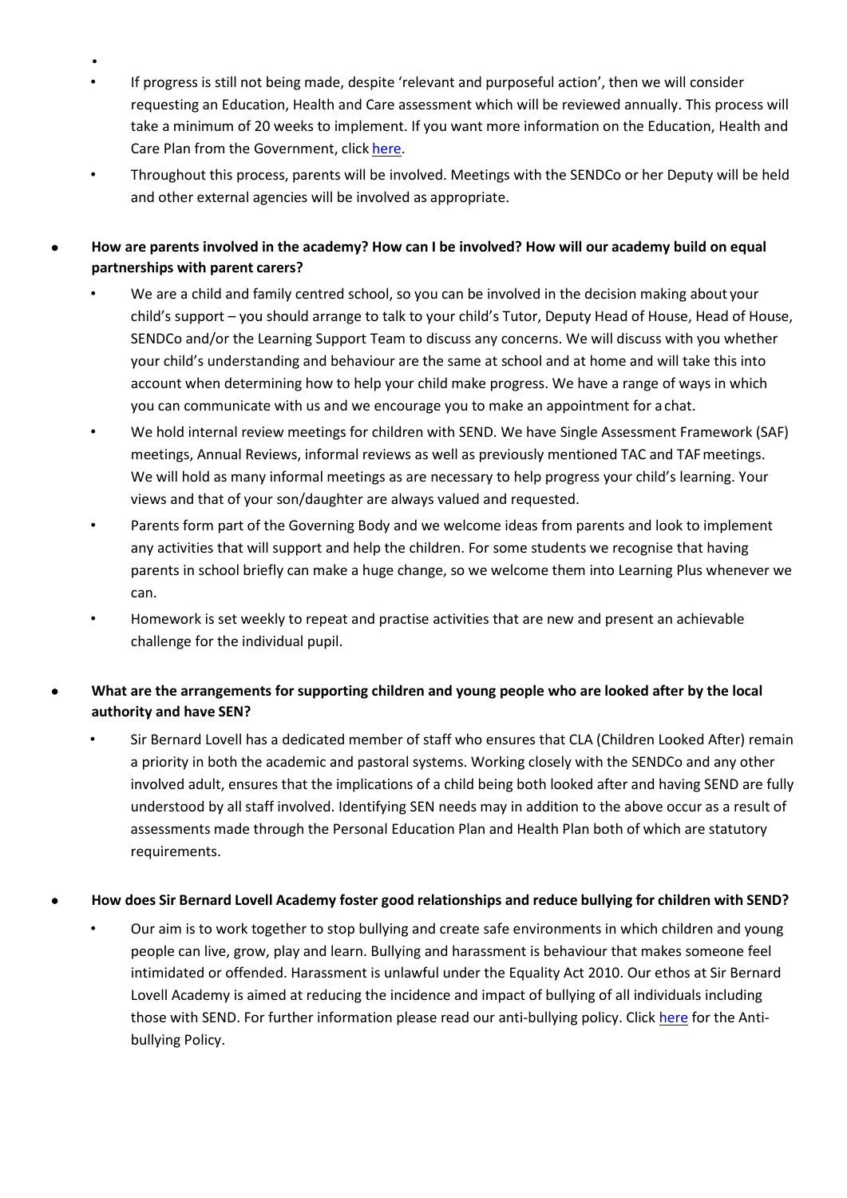- If progress is still not being made, despite 'relevant and purposeful action', then we will consider requesting an Education, Health and Care assessment which will be reviewed annually. This process will take a minimum of 20 weeks to implement. If you want more information on the Education, Health and Care Plan from the Government, click here.
- Throughout this process, parents will be involved. Meetings with the SENDCo or her Deputy will be held and other external agencies will be involved as appropriate.

- **How are parents involved in the academy? How can I be involved? How will our academy build on equal partnerships with parent carers?**
  - We are a child and family centred school, so you can be involved in the decision making about your child's support – you should arrange to talk to your child's Tutor, Deputy Head of House, Head of House, SENDCo and/or the Learning Support Team to discuss any concerns. We will discuss with you whether your child's understanding and behaviour are the same at school and at home and will take this into account when determining how to help your child make progress. We have a range of ways in which you can communicate with us and we encourage you to make an appointment for a chat.
  - We hold internal review meetings for children with SEND. We have Single Assessment Framework (SAF) meetings, Annual Reviews, informal reviews as well as previously mentioned TAC and TAF meetings. We will hold as many informal meetings as are necessary to help progress your child's learning. Your views and that of your son/daughter are always valued and requested.
  - Parents form part of the Governing Body and we welcome ideas from parents and look to implement any activities that will support and help the children. For some students we recognise that having parents in school briefly can make a huge change, so we welcome them into Learning Plus whenever we can.
  - Homework is set weekly to repeat and practise activities that are new and present an achievable challenge for the individual pupil.

- **What are the arrangements for supporting children and young people who are looked after by the local authority and have SEN?**
  - Sir Bernard Lovell has a dedicated member of staff who ensures that CLA (Children Looked After) remain a priority in both the academic and pastoral systems. Working closely with the SENDCo and any other involved adult, ensures that the implications of a child being both looked after and having SEND are fully understood by all staff involved. Identifying SEN needs may in addition to the above occur as a result of assessments made through the Personal Education Plan and Health Plan both of which are statutory requirements.

- **How does Sir Bernard Lovell Academy foster good relationships and reduce bullying for children with SEND?**
  - Our aim is to work together to stop bullying and create safe environments in which children and young people can live, grow, play and learn. Bullying and harassment is behaviour that makes someone feel intimidated or offended. Harassment is unlawful under the Equality Act 2010. Our ethos at Sir Bernard Lovell Academy is aimed at reducing the incidence and impact of bullying of all individuals including those with SEND. For further information please read our anti-bullying policy. Click here for the Anti-bullying Policy.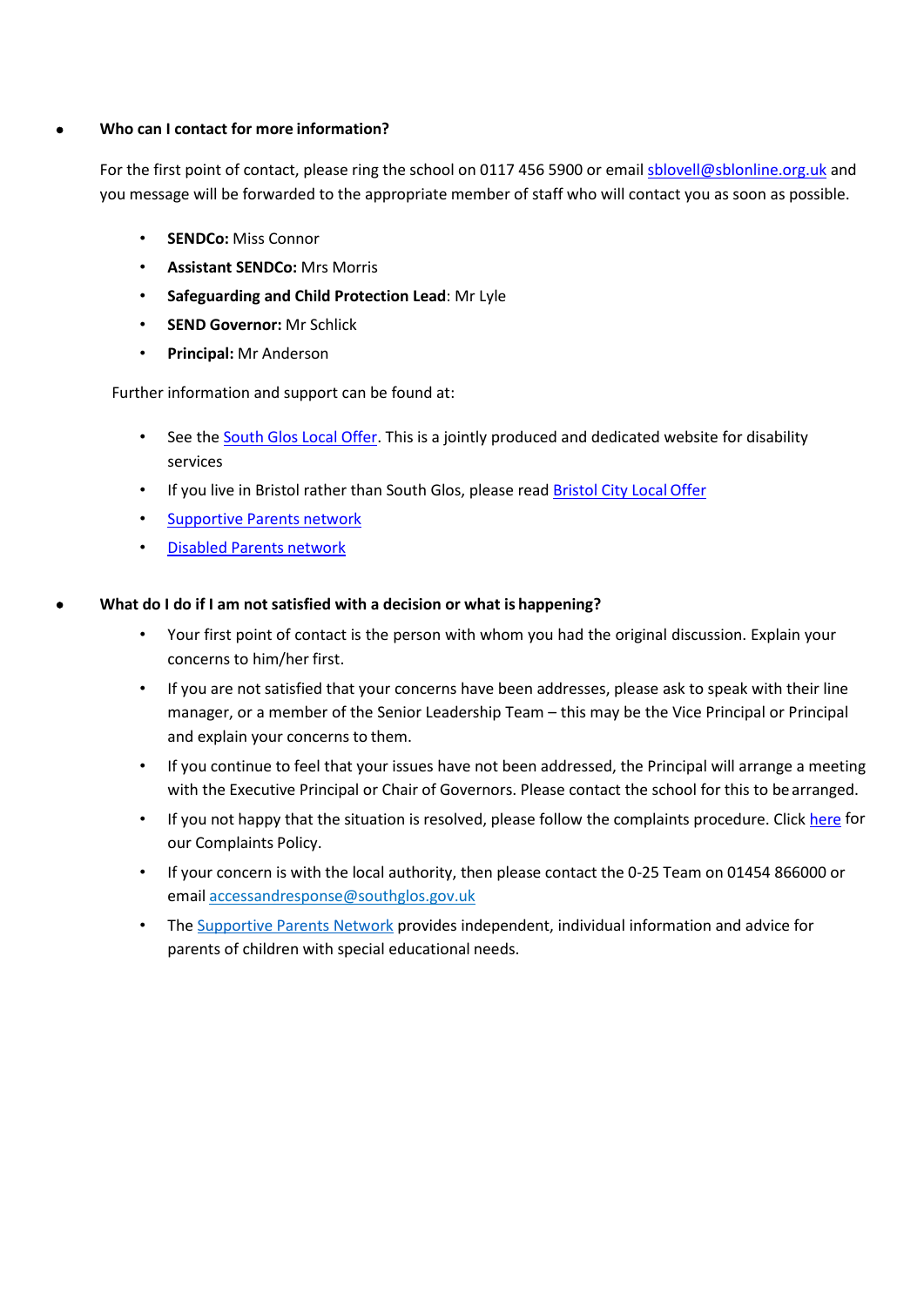- **Who can I contact for more information?**

  For the first point of contact, please ring the school on 0117 456 5900 or email sblovell@sblonline.org.uk and you message will be forwarded to the appropriate member of staff who will contact you as soon as possible.

  - **SENDCo:** Miss Connor
  - **Assistant SENDCo:** Mrs Morris
  - **Safeguarding and Child Protection Lead**: Mr Lyle
  - **SEND Governor:** Mr Schlick
  - **Principal:** Mr Anderson

  Further information and support can be found at:

  - See the South Glos Local Offer. This is a jointly produced and dedicated website for disability services
  - If you live in Bristol rather than South Glos, please read Bristol City Local Offer
  - Supportive Parents network
  - Disabled Parents network

- **What do I do if I am not satisfied with a decision or what is happening?**

  - Your first point of contact is the person with whom you had the original discussion. Explain your concerns to him/her first.
  - If you are not satisfied that your concerns have been addresses, please ask to speak with their line manager, or a member of the Senior Leadership Team – this may be the Vice Principal or Principal and explain your concerns to them.
  - If you continue to feel that your issues have not been addressed, the Principal will arrange a meeting with the Executive Principal or Chair of Governors. Please contact the school for this to be arranged.
  - If you not happy that the situation is resolved, please follow the complaints procedure. Click here for our Complaints Policy.
  - If your concern is with the local authority, then please contact the 0-25 Team on 01454 866000 or email accessandresponse@southglos.gov.uk
  - The Supportive Parents Network provides independent, individual information and advice for parents of children with special educational needs.